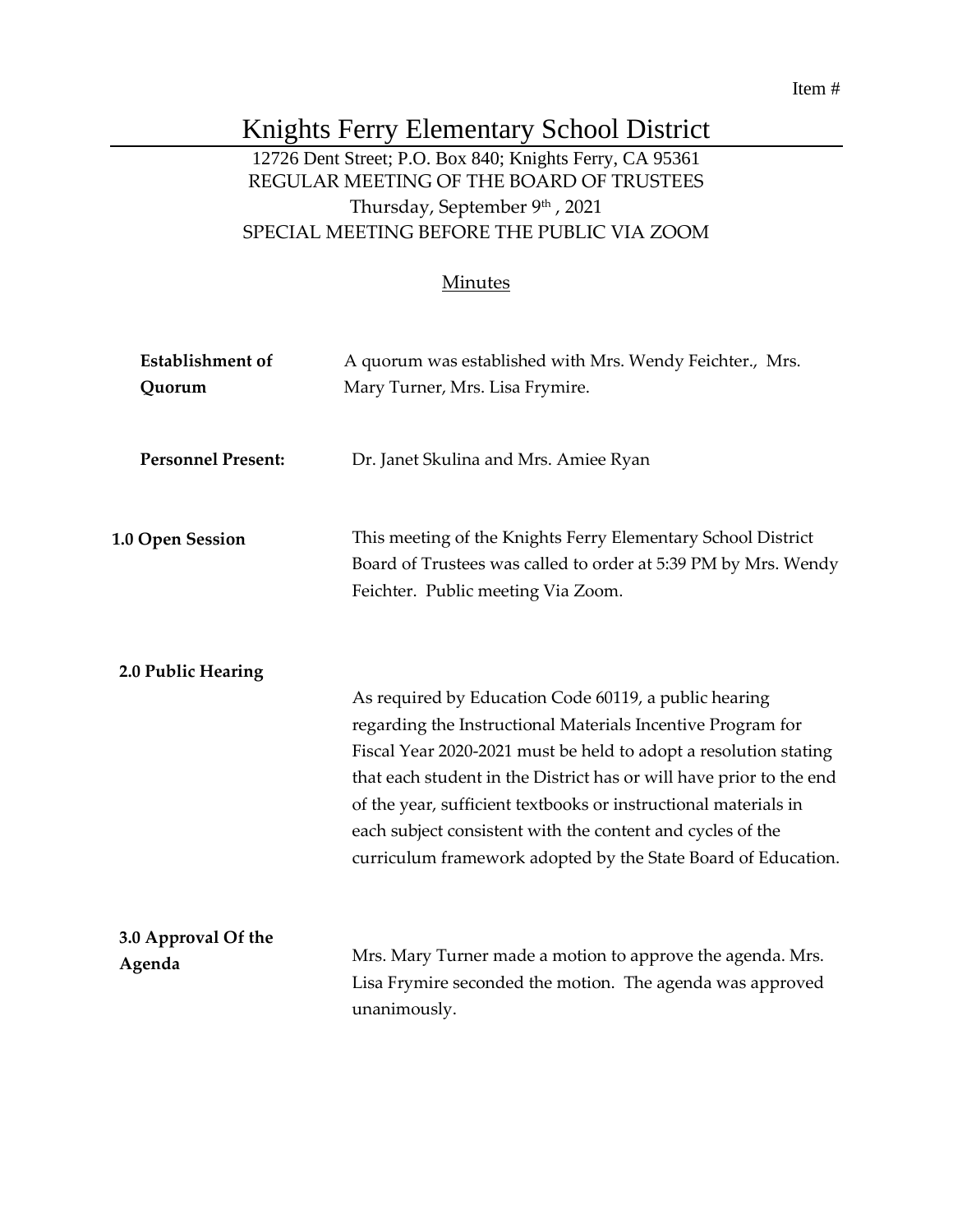Item #

# Knights Ferry Elementary School District

12726 Dent Street; P.O. Box 840; Knights Ferry, CA 95361
REGULAR MEETING OF THE BOARD OF TRUSTEES
Thursday, September 9th , 2021
SPECIAL MEETING BEFORE THE PUBLIC VIA ZOOM

## Minutes

| | |
|---|---|
| **Establishment of Quorum** | A quorum was established with Mrs. Wendy Feichter., Mrs. Mary Turner, Mrs. Lisa Frymire. |
| **Personnel Present:** | Dr. Janet Skulina and Mrs. Amiee Ryan |
| **1.0 Open Session** | This meeting of the Knights Ferry Elementary School District Board of Trustees was called to order at 5:39 PM by Mrs. Wendy Feichter. Public meeting Via Zoom. |
| **2.0 Public Hearing** | As required by Education Code 60119, a public hearing regarding the Instructional Materials Incentive Program for Fiscal Year 2020-2021 must be held to adopt a resolution stating that each student in the District has or will have prior to the end of the year, sufficient textbooks or instructional materials in each subject consistent with the content and cycles of the curriculum framework adopted by the State Board of Education. |
| **3.0 Approval Of the Agenda** | Mrs. Mary Turner made a motion to approve the agenda. Mrs. Lisa Frymire seconded the motion. The agenda was approved unanimously. |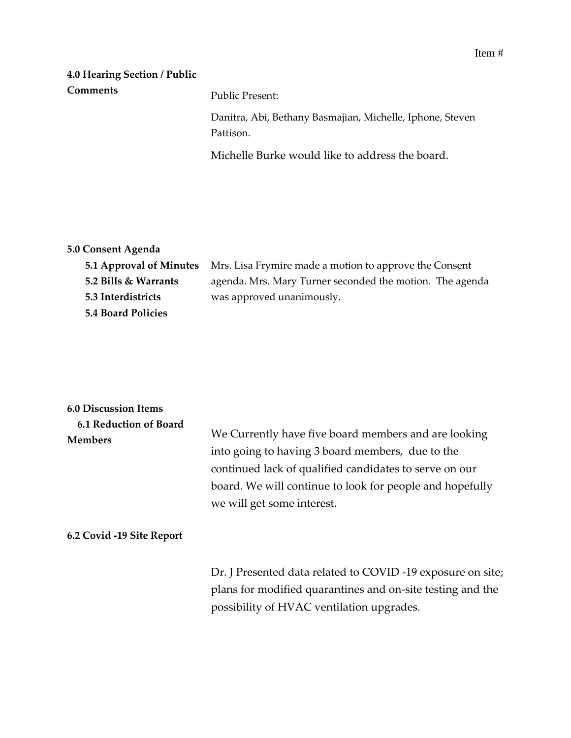Item #

**4.0 Hearing Section / Public Comments**

Public Present:

Danitra, Abi, Bethany Basmajian, Michelle, Iphone, Steven Pattison.

Michelle Burke would like to address the board.

**5.0 Consent Agenda**

**5.1 Approval of Minutes**
**5.2 Bills & Warrants**
**5.3 Interdistricts**
**5.4 Board Policies**

Mrs. Lisa Frymire made a motion to approve the Consent agenda. Mrs. Mary Turner seconded the motion. The agenda was approved unanimously.

**6.0 Discussion Items**

**6.1 Reduction of Board Members**

We Currently have five board members and are looking into going to having 3 board members, due to the continued lack of qualified candidates to serve on our board. We will continue to look for people and hopefully we will get some interest.

**6.2 Covid -19 Site Report**

Dr. J Presented data related to COVID -19 exposure on site; plans for modified quarantines and on-site testing and the possibility of HVAC ventilation upgrades.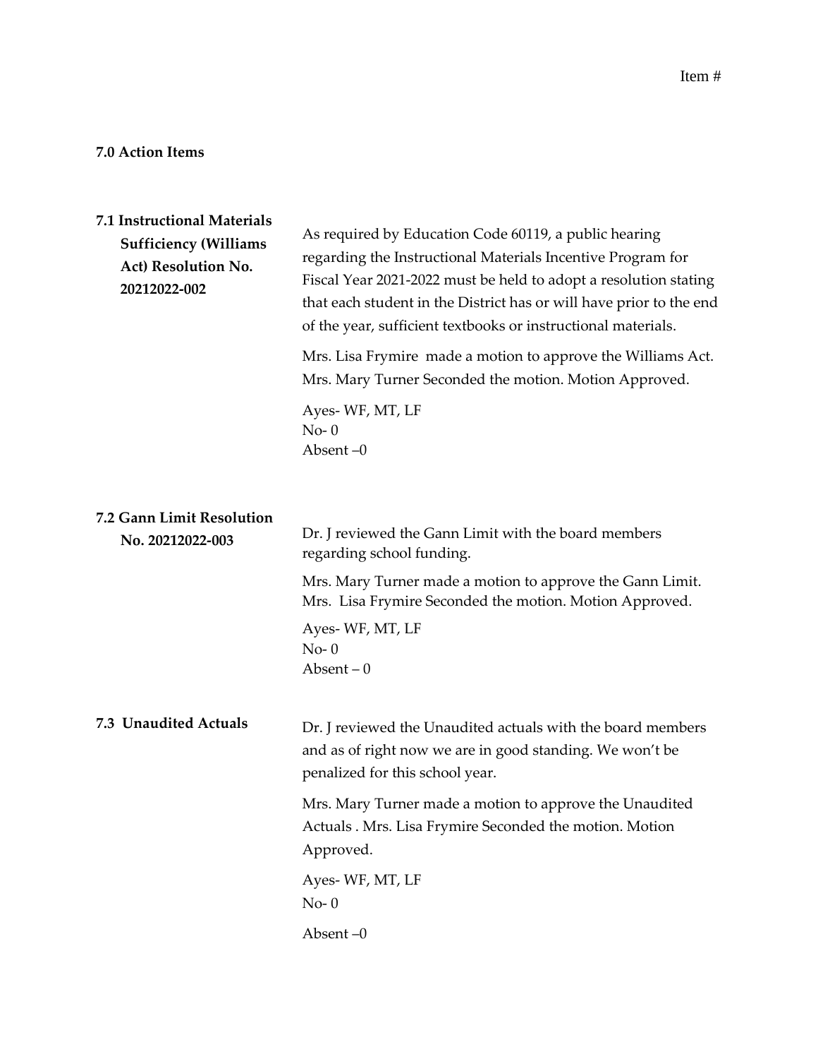Item #

## 7.0 Action Items

**7.1 Instructional Materials Sufficiency (Williams Act) Resolution No. 20212022-002**

As required by Education Code 60119, a public hearing regarding the Instructional Materials Incentive Program for Fiscal Year 2021-2022 must be held to adopt a resolution stating that each student in the District has or will have prior to the end of the year, sufficient textbooks or instructional materials.

Mrs. Lisa Frymire made a motion to approve the Williams Act. Mrs. Mary Turner Seconded the motion. Motion Approved.

Ayes- WF, MT, LF
No- 0
Absent –0

**7.2 Gann Limit Resolution No. 20212022-003**

Dr. J reviewed the Gann Limit with the board members regarding school funding.

Mrs. Mary Turner made a motion to approve the Gann Limit. Mrs. Lisa Frymire Seconded the motion. Motion Approved.

Ayes- WF, MT, LF
No- 0
Absent – 0

**7.3 Unaudited Actuals**

Dr. J reviewed the Unaudited actuals with the board members and as of right now we are in good standing. We won't be penalized for this school year.

Mrs. Mary Turner made a motion to approve the Unaudited Actuals . Mrs. Lisa Frymire Seconded the motion. Motion Approved.

Ayes- WF, MT, LF

No- 0

Absent –0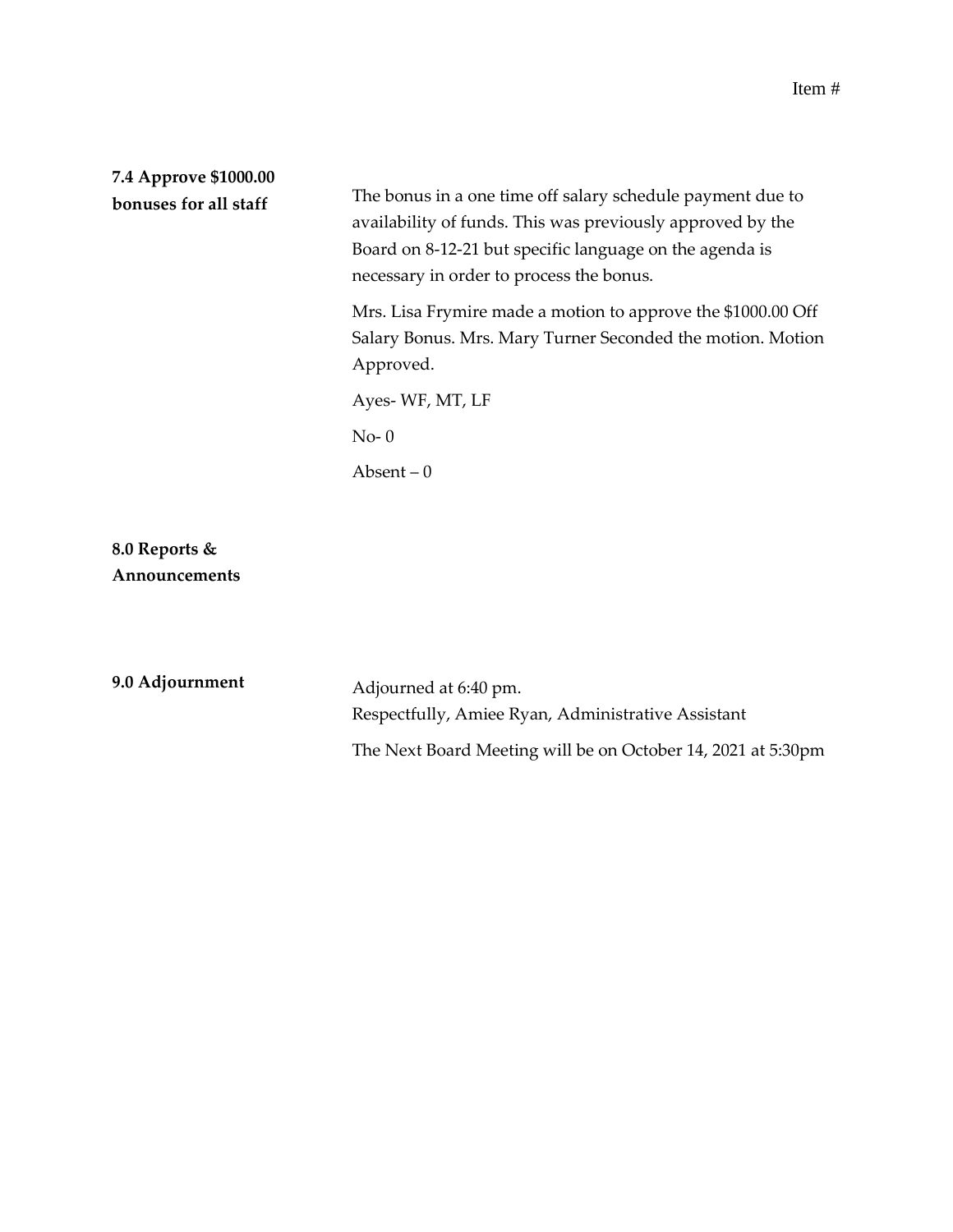**7.4 Approve $1000.00 bonuses for all staff**

The bonus in a one time off salary schedule payment due to availability of funds. This was previously approved by the Board on 8-12-21 but specific language on the agenda is necessary in order to process the bonus.

Mrs. Lisa Frymire made a motion to approve the $1000.00 Off Salary Bonus. Mrs. Mary Turner Seconded the motion. Motion Approved.

Ayes- WF, MT, LF

No- 0

Absent – 0

**8.0 Reports & Announcements**

**9.0 Adjournment**

Adjourned at 6:40 pm.
Respectfully, Amiee Ryan, Administrative Assistant

The Next Board Meeting will be on October 14, 2021 at 5:30pm